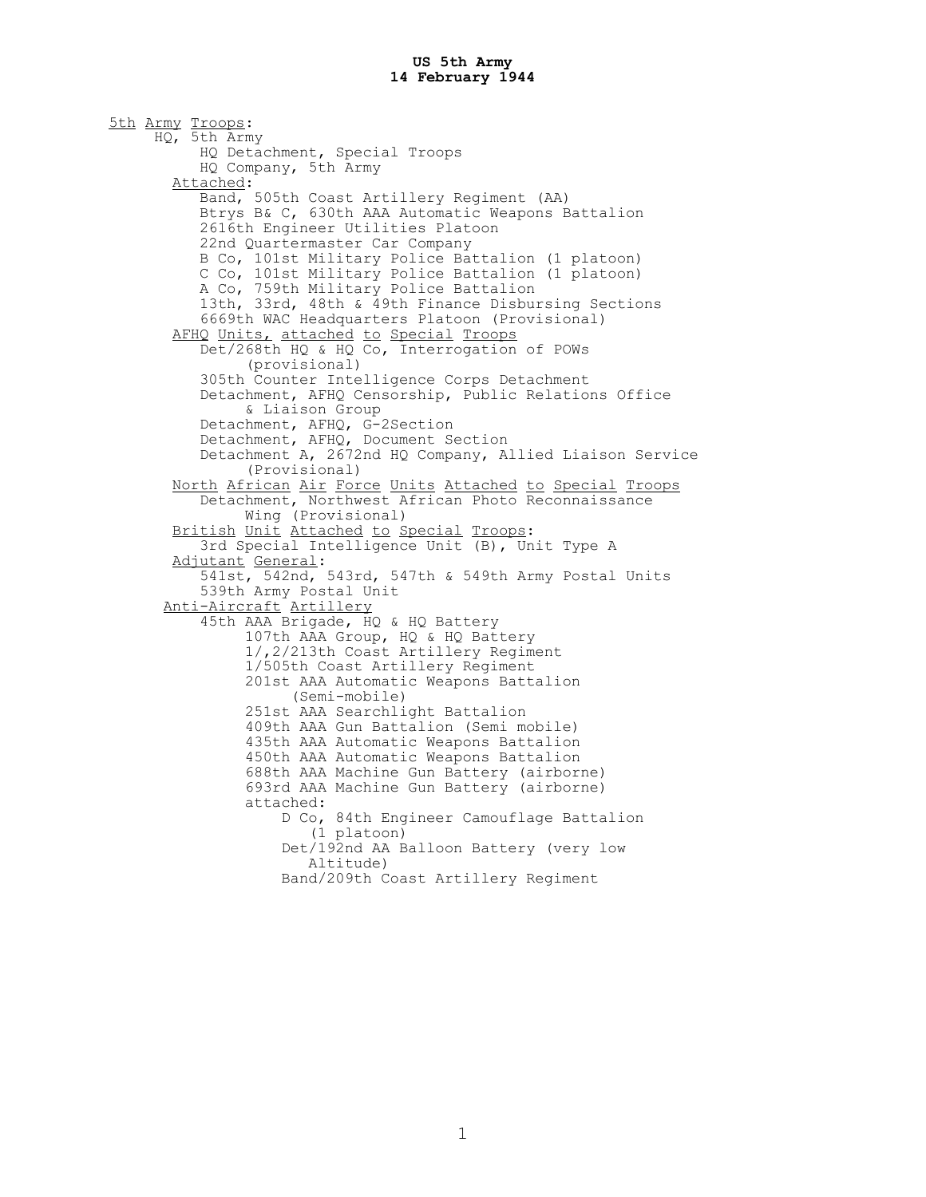**US 5th Army**
**14 February 1944**

5th Army Troops:

- HQ, 5th Army
  - HQ Detachment, Special Troops
  - HQ Company, 5th Army
  - Attached:
    - Band, 505th Coast Artillery Regiment (AA)
    - Btrys B& C, 630th AAA Automatic Weapons Battalion
    - 2616th Engineer Utilities Platoon
    - 22nd Quartermaster Car Company
    - B Co, 101st Military Police Battalion (1 platoon)
    - C Co, 101st Military Police Battalion (1 platoon)
    - A Co, 759th Military Police Battalion
    - 13th, 33rd, 48th & 49th Finance Disbursing Sections
    - 6669th WAC Headquarters Platoon (Provisional)
  - AFHQ Units, attached to Special Troops
    - Det/268th HQ & HQ Co, Interrogation of POWs (provisional)
    - 305th Counter Intelligence Corps Detachment
    - Detachment, AFHQ Censorship, Public Relations Office & Liaison Group
    - Detachment, AFHQ, G-2Section
    - Detachment, AFHQ, Document Section
    - Detachment A, 2672nd HQ Company, Allied Liaison Service (Provisional)
  - North African Air Force Units Attached to Special Troops
    - Detachment, Northwest African Photo Reconnaissance Wing (Provisional)
  - British Unit Attached to Special Troops:
    - 3rd Special Intelligence Unit (B), Unit Type A
  - Adjutant General:
    - 541st, 542nd, 543rd, 547th & 549th Army Postal Units
    - 539th Army Postal Unit
  - Anti-Aircraft Artillery
    - 45th AAA Brigade, HQ & HQ Battery
      - 107th AAA Group, HQ & HQ Battery
      - 1/,2/213th Coast Artillery Regiment
      - 1/505th Coast Artillery Regiment
      - 201st AAA Automatic Weapons Battalion (Semi-mobile)
      - 251st AAA Searchlight Battalion
      - 409th AAA Gun Battalion (Semi mobile)
      - 435th AAA Automatic Weapons Battalion
      - 450th AAA Automatic Weapons Battalion
      - 688th AAA Machine Gun Battery (airborne)
      - 693rd AAA Machine Gun Battery (airborne)
      - attached:
        - D Co, 84th Engineer Camouflage Battalion (1 platoon)
        - Det/192nd AA Balloon Battery (very low Altitude)
        - Band/209th Coast Artillery Regiment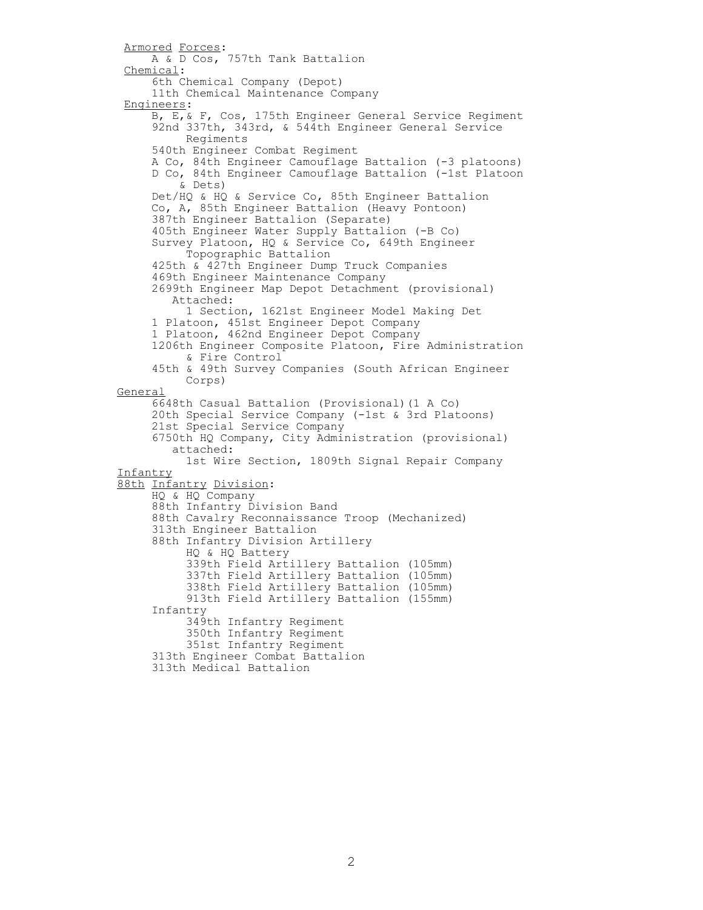<u>Armored</u> <u>Forces</u>:

- A & D Cos, 757th Tank Battalion

<u>Chemical</u>:

- 6th Chemical Company (Depot)
- 11th Chemical Maintenance Company

<u>Engineers</u>:

- B, E,& F, Cos, 175th Engineer General Service Regiment
- 92nd 337th, 343rd, & 544th Engineer General Service Regiments
- 540th Engineer Combat Regiment
- A Co, 84th Engineer Camouflage Battalion (-3 platoons)
- D Co, 84th Engineer Camouflage Battalion (-1st Platoon & Dets)
- Det/HQ & HQ & Service Co, 85th Engineer Battalion
- Co, A, 85th Engineer Battalion (Heavy Pontoon)
- 387th Engineer Battalion (Separate)
- 405th Engineer Water Supply Battalion (-B Co)
- Survey Platoon, HQ & Service Co, 649th Engineer Topographic Battalion
- 425th & 427th Engineer Dump Truck Companies
- 469th Engineer Maintenance Company
- 2699th Engineer Map Depot Detachment (provisional)
  - Attached:
    - 1 Section, 1621st Engineer Model Making Det
- 1 Platoon, 451st Engineer Depot Company
- 1 Platoon, 462nd Engineer Depot Company
- 1206th Engineer Composite Platoon, Fire Administration & Fire Control
- 45th & 49th Survey Companies (South African Engineer Corps)

<u>General</u>

- 6648th Casual Battalion (Provisional)(1 A Co)
- 20th Special Service Company (-1st & 3rd Platoons)
- 21st Special Service Company
- 6750th HQ Company, City Administration (provisional)
  - attached:
    - 1st Wire Section, 1809th Signal Repair Company

<u>Infantry</u>

<u>88th</u> <u>Infantry</u> <u>Division</u>:

- HQ & HQ Company
- 88th Infantry Division Band
- 88th Cavalry Reconnaissance Troop (Mechanized)
- 313th Engineer Battalion
- 88th Infantry Division Artillery
  - HQ & HQ Battery
  - 339th Field Artillery Battalion (105mm)
  - 337th Field Artillery Battalion (105mm)
  - 338th Field Artillery Battalion (105mm)
  - 913th Field Artillery Battalion (155mm)
- Infantry
  - 349th Infantry Regiment
  - 350th Infantry Regiment
  - 351st Infantry Regiment
- 313th Engineer Combat Battalion
- 313th Medical Battalion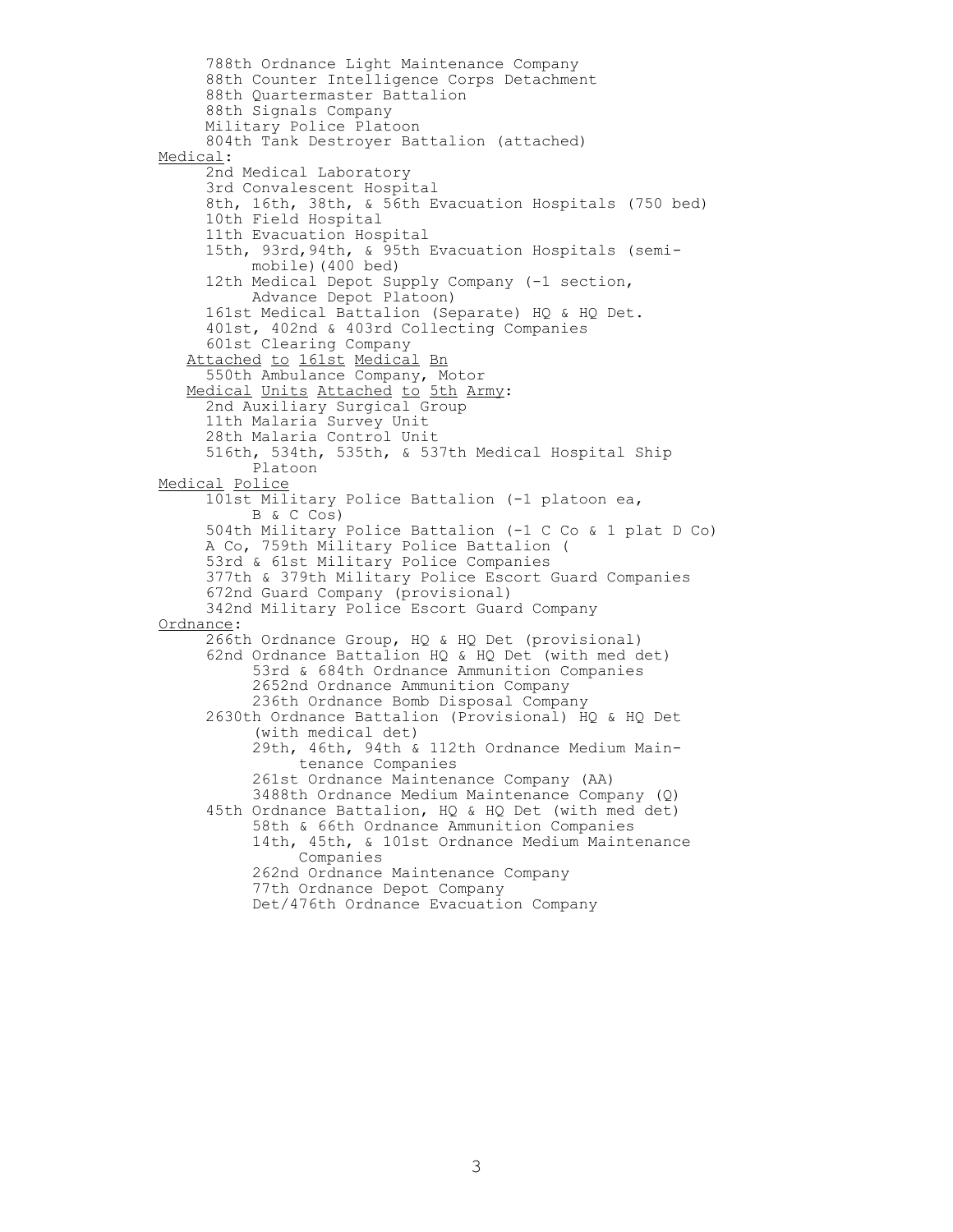- 788th Ordnance Light Maintenance Company
- 88th Counter Intelligence Corps Detachment
- 88th Quartermaster Battalion
- 88th Signals Company
- Military Police Platoon
- 804th Tank Destroyer Battalion (attached)

<u>Medical</u>:

- 2nd Medical Laboratory
- 3rd Convalescent Hospital
- 8th, 16th, 38th, & 56th Evacuation Hospitals (750 bed)
- 10th Field Hospital
- 11th Evacuation Hospital
- 15th, 93rd,94th, & 95th Evacuation Hospitals (semi-mobile)(400 bed)
- 12th Medical Depot Supply Company (-1 section, Advance Depot Platoon)
- 161st Medical Battalion (Separate) HQ & HQ Det.
- 401st, 402nd & 403rd Collecting Companies
- 601st Clearing Company

<u>Attached to 161st Medical Bn</u>

- 550th Ambulance Company, Motor

<u>Medical Units Attached to 5th Army</u>:

- 2nd Auxiliary Surgical Group
- 11th Malaria Survey Unit
- 28th Malaria Control Unit
- 516th, 534th, 535th, & 537th Medical Hospital Ship Platoon

<u>Medical Police</u>

- 101st Military Police Battalion (-1 platoon ea, B & C Cos)
- 504th Military Police Battalion (-1 C Co & 1 plat D Co)
- A Co, 759th Military Police Battalion (
- 53rd & 61st Military Police Companies
- 377th & 379th Military Police Escort Guard Companies
- 672nd Guard Company (provisional)
- 342nd Military Police Escort Guard Company

<u>Ordnance</u>:

- 266th Ordnance Group, HQ & HQ Det (provisional)
- 62nd Ordnance Battalion HQ & HQ Det (with med det)
  - 53rd & 684th Ordnance Ammunition Companies
  - 2652nd Ordnance Ammunition Company
  - 236th Ordnance Bomb Disposal Company
- 2630th Ordnance Battalion (Provisional) HQ & HQ Det (with medical det)
  - 29th, 46th, 94th & 112th Ordnance Medium Maintenance Companies
  - 261st Ordnance Maintenance Company (AA)
  - 3488th Ordnance Medium Maintenance Company (Q)
- 45th Ordnance Battalion, HQ & HQ Det (with med det)
  - 58th & 66th Ordnance Ammunition Companies
  - 14th, 45th, & 101st Ordnance Medium Maintenance Companies
  - 262nd Ordnance Maintenance Company
  - 77th Ordnance Depot Company
  - Det/476th Ordnance Evacuation Company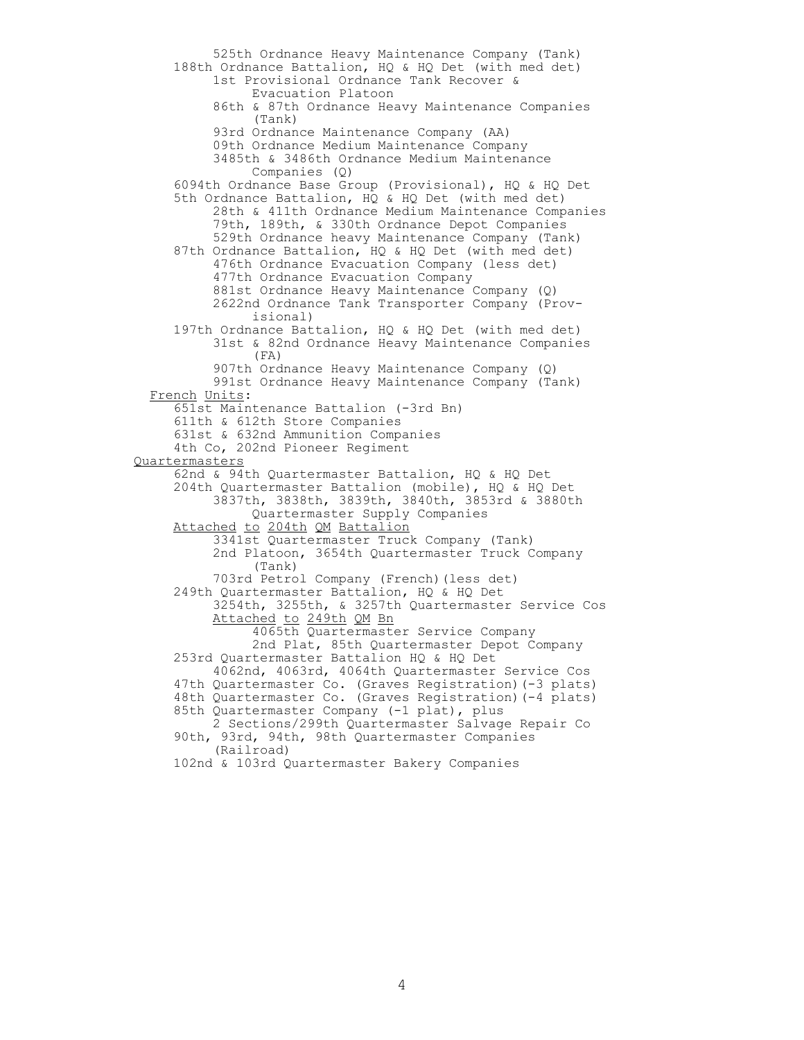525th Ordnance Heavy Maintenance Company (Tank)

188th Ordnance Battalion, HQ & HQ Det (with med det)

- 1st Provisional Ordnance Tank Recover & Evacuation Platoon
- 86th & 87th Ordnance Heavy Maintenance Companies (Tank)
- 93rd Ordnance Maintenance Company (AA)
- 09th Ordnance Medium Maintenance Company
- 3485th & 3486th Ordnance Medium Maintenance Companies (Q)

6094th Ordnance Base Group (Provisional), HQ & HQ Det

5th Ordnance Battalion, HQ & HQ Det (with med det)

- 28th & 411th Ordnance Medium Maintenance Companies
- 79th, 189th, & 330th Ordnance Depot Companies
- 529th Ordnance heavy Maintenance Company (Tank)

87th Ordnance Battalion, HQ & HQ Det (with med det)

- 476th Ordnance Evacuation Company (less det)
- 477th Ordnance Evacuation Company
- 881st Ordnance Heavy Maintenance Company (Q)
- 2622nd Ordnance Tank Transporter Company (Provisional)

197th Ordnance Battalion, HQ & HQ Det (with med det)

- 31st & 82nd Ordnance Heavy Maintenance Companies (FA)
- 907th Ordnance Heavy Maintenance Company (Q)
- 991st Ordnance Heavy Maintenance Company (Tank)

<u>French Units</u>:

- 651st Maintenance Battalion (-3rd Bn)
- 611th & 612th Store Companies
- 631st & 632nd Ammunition Companies
- 4th Co, 202nd Pioneer Regiment

<u>Quartermasters</u>

62nd & 94th Quartermaster Battalion, HQ & HQ Det

204th Quartermaster Battalion (mobile), HQ & HQ Det

- 3837th, 3838th, 3839th, 3840th, 3853rd & 3880th Quartermaster Supply Companies

<u>Attached to 204th QM Battalion</u>

- 3341st Quartermaster Truck Company (Tank)
- 2nd Platoon, 3654th Quartermaster Truck Company (Tank)
- 703rd Petrol Company (French)(less det)

249th Quartermaster Battalion, HQ & HQ Det

- 3254th, 3255th, & 3257th Quartermaster Service Cos
- <u>Attached to 249th QM Bn</u>
  - 4065th Quartermaster Service Company
  - 2nd Plat, 85th Quartermaster Depot Company

253rd Quartermaster Battalion HQ & HQ Det

- 4062nd, 4063rd, 4064th Quartermaster Service Cos

47th Quartermaster Co. (Graves Registration)(-3 plats)

48th Quartermaster Co. (Graves Registration)(-4 plats)

85th Quartermaster Company (-1 plat), plus

- 2 Sections/299th Quartermaster Salvage Repair Co

90th, 93rd, 94th, 98th Quartermaster Companies (Railroad)

102nd & 103rd Quartermaster Bakery Companies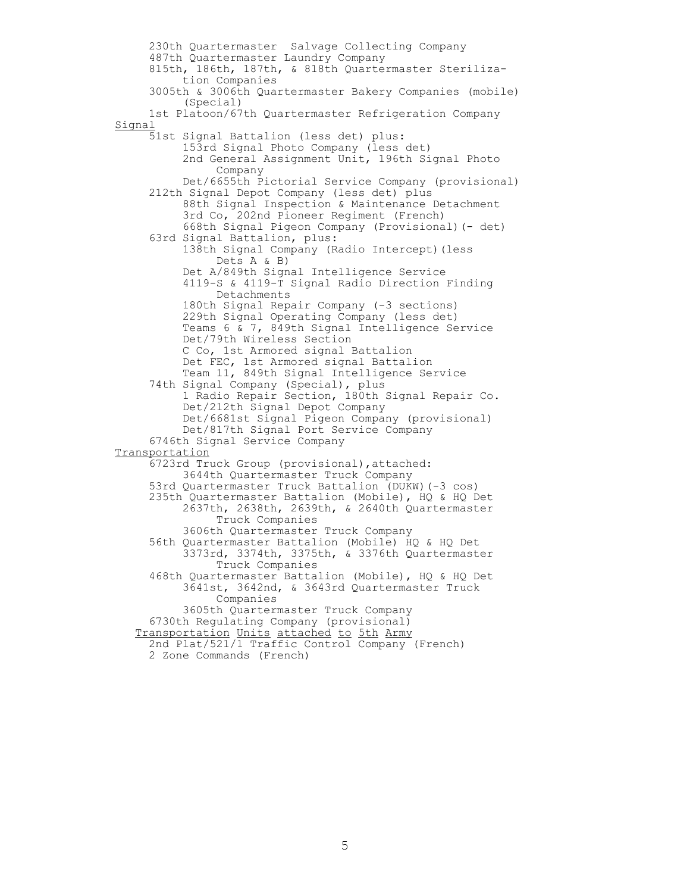- 230th Quartermaster Salvage Collecting Company
- 487th Quartermaster Laundry Company
- 815th, 186th, 187th, & 818th Quartermaster Sterilization Companies
- 3005th & 3006th Quartermaster Bakery Companies (mobile) (Special)
- 1st Platoon/67th Quartermaster Refrigeration Company

<u>Signal</u>

- 51st Signal Battalion (less det) plus:
  - 153rd Signal Photo Company (less det)
  - 2nd General Assignment Unit, 196th Signal Photo Company
  - Det/6655th Pictorial Service Company (provisional)
- 212th Signal Depot Company (less det) plus
  - 88th Signal Inspection & Maintenance Detachment
  - 3rd Co, 202nd Pioneer Regiment (French)
  - 668th Signal Pigeon Company (Provisional)(- det)
- 63rd Signal Battalion, plus:
  - 138th Signal Company (Radio Intercept)(less Dets A & B)
  - Det A/849th Signal Intelligence Service
  - 4119-S & 4119-T Signal Radio Direction Finding Detachments
  - 180th Signal Repair Company (-3 sections)
  - 229th Signal Operating Company (less det)
  - Teams 6 & 7, 849th Signal Intelligence Service
  - Det/79th Wireless Section
  - C Co, 1st Armored signal Battalion
  - Det FEC, 1st Armored signal Battalion
  - Team 11, 849th Signal Intelligence Service
- 74th Signal Company (Special), plus
  - 1 Radio Repair Section, 180th Signal Repair Co.
  - Det/212th Signal Depot Company
  - Det/6681st Signal Pigeon Company (provisional)
  - Det/817th Signal Port Service Company
- 6746th Signal Service Company

<u>Transportation</u>

- 6723rd Truck Group (provisional),attached:
  - 3644th Quartermaster Truck Company
- 53rd Quartermaster Truck Battalion (DUKW)(-3 cos)
- 235th Quartermaster Battalion (Mobile), HQ & HQ Det
  - 2637th, 2638th, 2639th, & 2640th Quartermaster Truck Companies
  - 3606th Quartermaster Truck Company
- 56th Quartermaster Battalion (Mobile) HQ & HQ Det
  - 3373rd, 3374th, 3375th, & 3376th Quartermaster Truck Companies
- 468th Quartermaster Battalion (Mobile), HQ & HQ Det
  - 3641st, 3642nd, & 3643rd Quartermaster Truck Companies
  - 3605th Quartermaster Truck Company
- 6730th Regulating Company (provisional)

<u>Transportation Units attached to 5th Army</u>

- 2nd Plat/521/1 Traffic Control Company (French)
- 2 Zone Commands (French)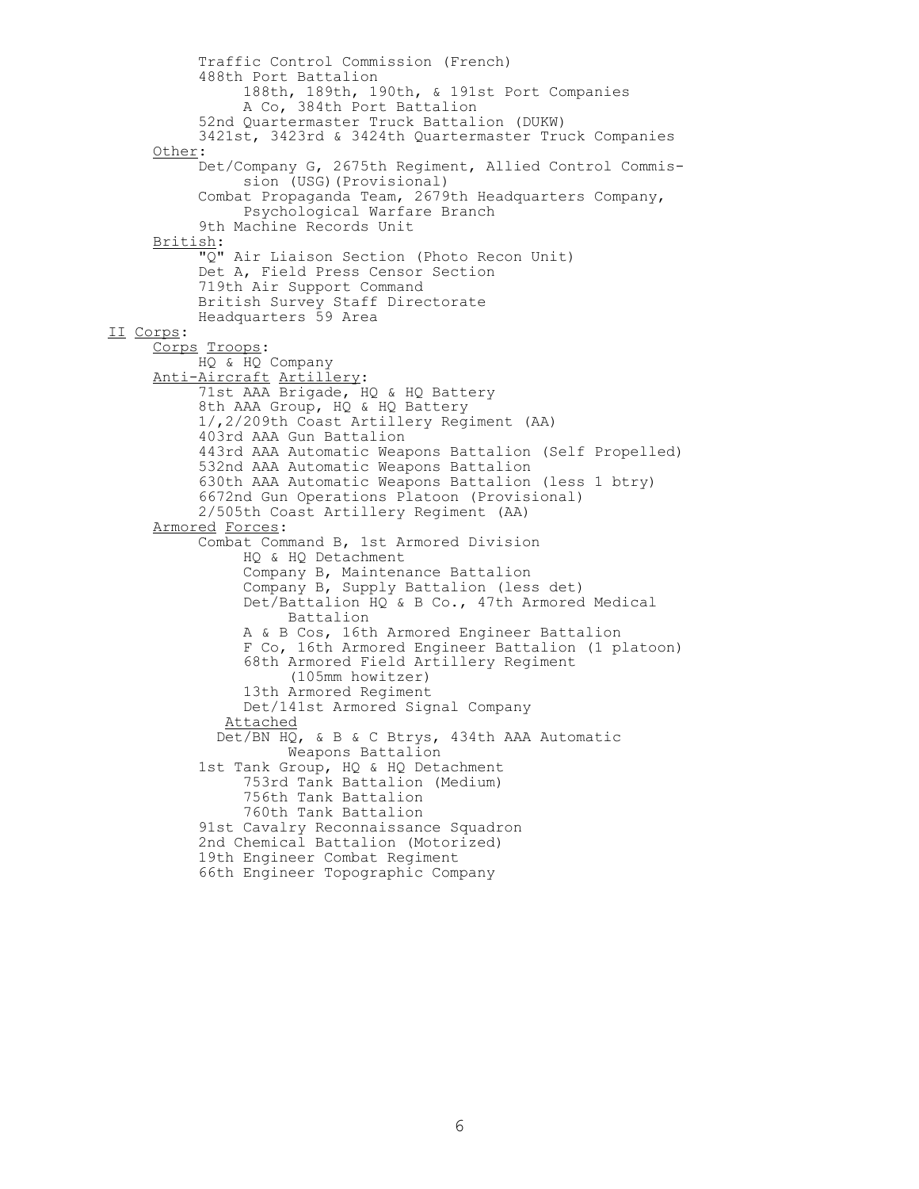- Traffic Control Commission (French)
- 488th Port Battalion
  - 188th, 189th, 190th, & 191st Port Companies
  - A Co, 384th Port Battalion
- 52nd Quartermaster Truck Battalion (DUKW)
- 3421st, 3423rd & 3424th Quartermaster Truck Companies

<u>Other</u>:

- Det/Company G, 2675th Regiment, Allied Control Commission (USG)(Provisional)
- Combat Propaganda Team, 2679th Headquarters Company, Psychological Warfare Branch
- 9th Machine Records Unit

<u>British</u>:

- "Q" Air Liaison Section (Photo Recon Unit)
- Det A, Field Press Censor Section
- 719th Air Support Command
- British Survey Staff Directorate
- Headquarters 59 Area

<u>II Corps</u>:

<u>Corps Troops</u>:

- HQ & HQ Company

<u>Anti-Aircraft Artillery</u>:

- 71st AAA Brigade, HQ & HQ Battery
- 8th AAA Group, HQ & HQ Battery
- 1/,2/209th Coast Artillery Regiment (AA)
- 403rd AAA Gun Battalion
- 443rd AAA Automatic Weapons Battalion (Self Propelled)
- 532nd AAA Automatic Weapons Battalion
- 630th AAA Automatic Weapons Battalion (less 1 btry)
- 6672nd Gun Operations Platoon (Provisional)
- 2/505th Coast Artillery Regiment (AA)

<u>Armored Forces</u>:

- Combat Command B, 1st Armored Division
  - HQ & HQ Detachment
  - Company B, Maintenance Battalion
  - Company B, Supply Battalion (less det)
  - Det/Battalion HQ & B Co., 47th Armored Medical Battalion
  - A & B Cos, 16th Armored Engineer Battalion
  - F Co, 16th Armored Engineer Battalion (1 platoon)
  - 68th Armored Field Artillery Regiment (105mm howitzer)
  - 13th Armored Regiment
  - Det/141st Armored Signal Company
  - <u>Attached</u>
  - Det/BN HQ, & B & C Btrys, 434th AAA Automatic Weapons Battalion
- 1st Tank Group, HQ & HQ Detachment
  - 753rd Tank Battalion (Medium)
  - 756th Tank Battalion
  - 760th Tank Battalion
- 91st Cavalry Reconnaissance Squadron
- 2nd Chemical Battalion (Motorized)
- 19th Engineer Combat Regiment
- 66th Engineer Topographic Company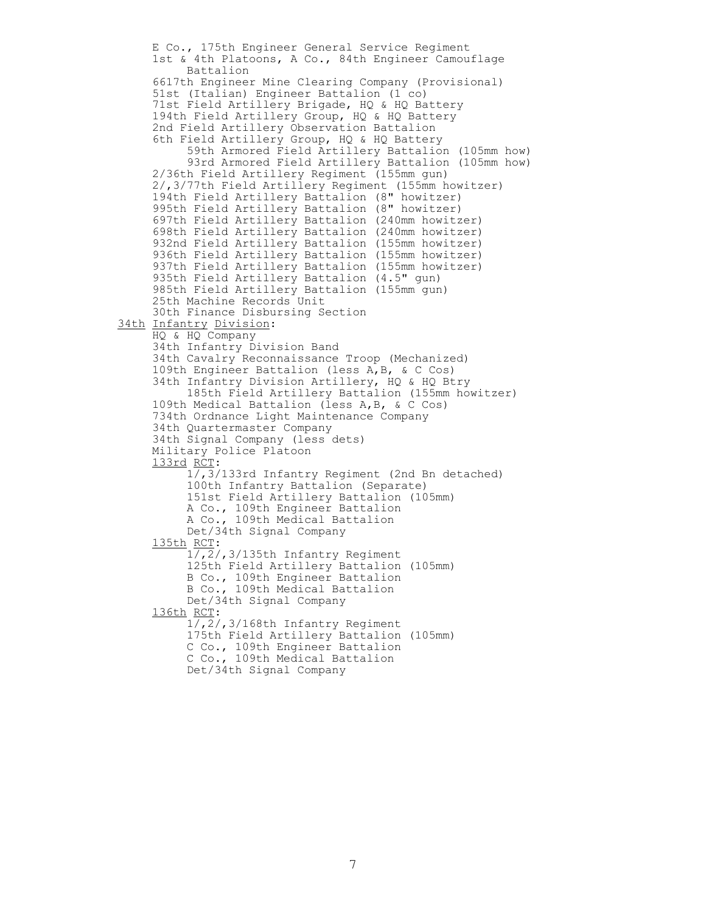- E Co., 175th Engineer General Service Regiment
- 1st & 4th Platoons, A Co., 84th Engineer Camouflage Battalion
- 6617th Engineer Mine Clearing Company (Provisional)
- 51st (Italian) Engineer Battalion (1 co)
- 71st Field Artillery Brigade, HQ & HQ Battery
- 194th Field Artillery Group, HQ & HQ Battery
- 2nd Field Artillery Observation Battalion
- 6th Field Artillery Group, HQ & HQ Battery
    - 59th Armored Field Artillery Battalion (105mm how)
    - 93rd Armored Field Artillery Battalion (105mm how)
- 2/36th Field Artillery Regiment (155mm gun)
- 2/,3/77th Field Artillery Regiment (155mm howitzer)
- 194th Field Artillery Battalion (8" howitzer)
- 995th Field Artillery Battalion (8" howitzer)
- 697th Field Artillery Battalion (240mm howitzer)
- 698th Field Artillery Battalion (240mm howitzer)
- 932nd Field Artillery Battalion (155mm howitzer)
- 936th Field Artillery Battalion (155mm howitzer)
- 937th Field Artillery Battalion (155mm howitzer)
- 935th Field Artillery Battalion (4.5" gun)
- 985th Field Artillery Battalion (155mm gun)
- 25th Machine Records Unit
- 30th Finance Disbursing Section

<u>34th</u> <u>Infantry</u> <u>Division</u>:

- HQ & HQ Company
- 34th Infantry Division Band
- 34th Cavalry Reconnaissance Troop (Mechanized)
- 109th Engineer Battalion (less A,B, & C Cos)
- 34th Infantry Division Artillery, HQ & HQ Btry
    - 185th Field Artillery Battalion (155mm howitzer)
- 109th Medical Battalion (less A,B, & C Cos)
- 734th Ordnance Light Maintenance Company
- 34th Quartermaster Company
- 34th Signal Company (less dets)
- Military Police Platoon
- <u>133rd</u> <u>RCT</u>:
    - 1/,3/133rd Infantry Regiment (2nd Bn detached)
    - 100th Infantry Battalion (Separate)
    - 151st Field Artillery Battalion (105mm)
    - A Co., 109th Engineer Battalion
    - A Co., 109th Medical Battalion
    - Det/34th Signal Company
- <u>135th</u> <u>RCT</u>:
    - 1/,2/,3/135th Infantry Regiment
    - 125th Field Artillery Battalion (105mm)
    - B Co., 109th Engineer Battalion
    - B Co., 109th Medical Battalion
    - Det/34th Signal Company
- <u>136th</u> <u>RCT</u>:
    - 1/,2/,3/168th Infantry Regiment
    - 175th Field Artillery Battalion (105mm)
    - C Co., 109th Engineer Battalion
    - C Co., 109th Medical Battalion
    - Det/34th Signal Company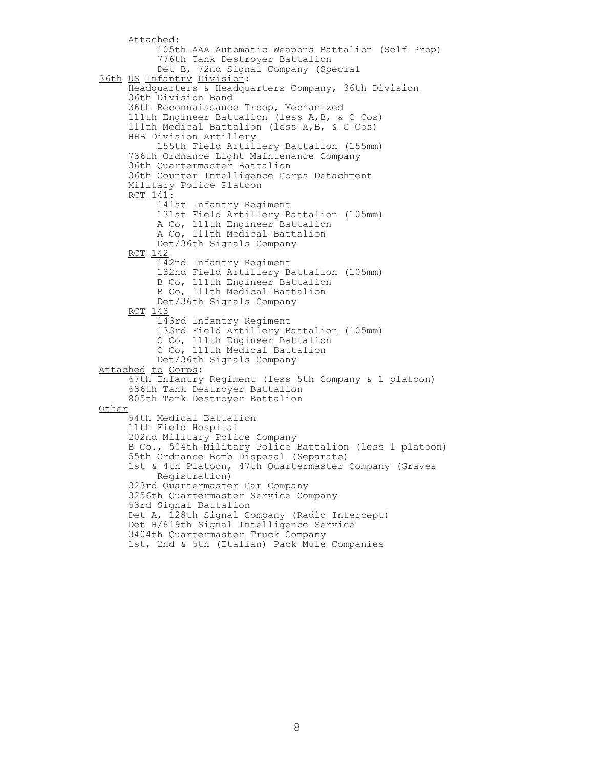<u>Attached</u>:

- 105th AAA Automatic Weapons Battalion (Self Prop)
- 776th Tank Destroyer Battalion
- Det B, 72nd Signal Company (Special

<u>36th</u> <u>US</u> <u>Infantry</u> <u>Division</u>:

- Headquarters & Headquarters Company, 36th Division
- 36th Division Band
- 36th Reconnaissance Troop, Mechanized
- 111th Engineer Battalion (less A,B, & C Cos)
- 111th Medical Battalion (less A,B, & C Cos)
- HHB Division Artillery
  - 155th Field Artillery Battalion (155mm)
- 736th Ordnance Light Maintenance Company
- 36th Quartermaster Battalion
- 36th Counter Intelligence Corps Detachment
- Military Police Platoon
- <u>RCT</u> <u>141</u>:
  - 141st Infantry Regiment
  - 131st Field Artillery Battalion (105mm)
  - A Co, 111th Engineer Battalion
  - A Co, 111th Medical Battalion
  - Det/36th Signals Company
- <u>RCT</u> <u>142</u>
  - 142nd Infantry Regiment
  - 132nd Field Artillery Battalion (105mm)
  - B Co, 111th Engineer Battalion
  - B Co, 111th Medical Battalion
  - Det/36th Signals Company
- <u>RCT</u> <u>143</u>
  - 143rd Infantry Regiment
  - 133rd Field Artillery Battalion (105mm)
  - C Co, 111th Engineer Battalion
  - C Co, 111th Medical Battalion
  - Det/36th Signals Company

<u>Attached</u> <u>to</u> <u>Corps</u>:

- 67th Infantry Regiment (less 5th Company & 1 platoon)
- 636th Tank Destroyer Battalion
- 805th Tank Destroyer Battalion

<u>Other</u>

- 54th Medical Battalion
- 11th Field Hospital
- 202nd Military Police Company
- B Co., 504th Military Police Battalion (less 1 platoon)
- 55th Ordnance Bomb Disposal (Separate)
- 1st & 4th Platoon, 47th Quartermaster Company (Graves Registration)
- 323rd Quartermaster Car Company
- 3256th Quartermaster Service Company
- 53rd Signal Battalion
- Det A, 128th Signal Company (Radio Intercept)
- Det H/819th Signal Intelligence Service
- 3404th Quartermaster Truck Company
- 1st, 2nd & 5th (Italian) Pack Mule Companies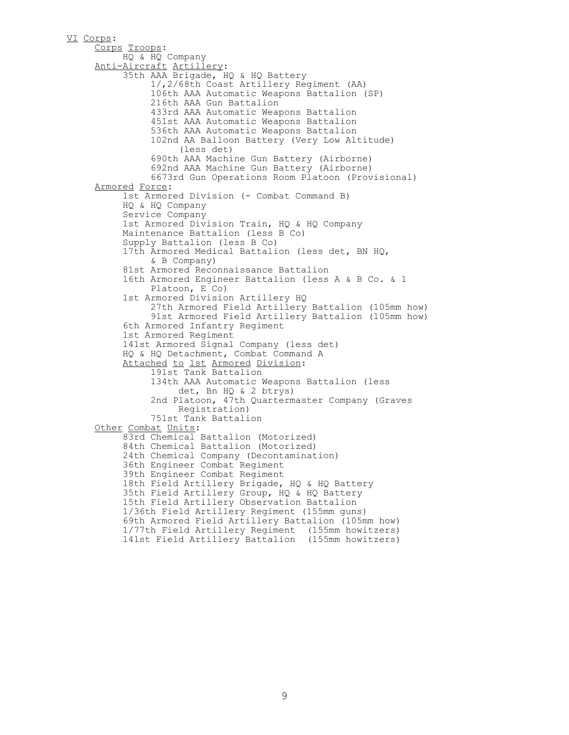VI Corps:

- Corps Troops:
  - HQ & HQ Company
- Anti-Aircraft Artillery:
  - 35th AAA Brigade, HQ & HQ Battery
    - 1/,2/68th Coast Artillery Regiment (AA)
    - 106th AAA Automatic Weapons Battalion (SP)
    - 216th AAA Gun Battalion
    - 433rd AAA Automatic Weapons Battalion
    - 451st AAA Automatic Weapons Battalion
    - 536th AAA Automatic Weapons Battalion
    - 102nd AA Balloon Battery (Very Low Altitude) (less det)
    - 690th AAA Machine Gun Battery (Airborne)
    - 692nd AAA Machine Gun Battery (Airborne)
    - 6673rd Gun Operations Room Platoon (Provisional)
- Armored Force:
  - 1st Armored Division (- Combat Command B)
  - HQ & HQ Company
  - Service Company
  - 1st Armored Division Train, HQ & HQ Company
  - Maintenance Battalion (less B Co)
  - Supply Battalion (less B Co)
  - 17th Armored Medical Battalion (less det, BN HQ, & B Company)
  - 81st Armored Reconnaissance Battalion
  - 16th Armored Engineer Battalion (less A & B Co. & 1 Platoon, E Co)
  - 1st Armored Division Artillery HQ
    - 27th Armored Field Artillery Battalion (105mm how)
    - 91st Armored Field Artillery Battalion (105mm how)
  - 6th Armored Infantry Regiment
  - 1st Armored Regiment
  - 141st Armored Signal Company (less det)
  - HQ & HQ Detachment, Combat Command A
  - Attached to 1st Armored Division:
    - 191st Tank Battalion
    - 134th AAA Automatic Weapons Battalion (less det, Bn HQ & 2 btrys)
    - 2nd Platoon, 47th Quartermaster Company (Graves Registration)
    - 751st Tank Battalion
- Other Combat Units:
  - 83rd Chemical Battalion (Motorized)
  - 84th Chemical Battalion (Motorized)
  - 24th Chemical Company (Decontamination)
  - 36th Engineer Combat Regiment
  - 39th Engineer Combat Regiment
  - 18th Field Artillery Brigade, HQ & HQ Battery
  - 35th Field Artillery Group, HQ & HQ Battery
  - 15th Field Artillery Observation Battalion
  - 1/36th Field Artillery Regiment (155mm guns)
  - 69th Armored Field Artillery Battalion (105mm how)
  - 1/77th Field Artillery Regiment (155mm howitzers)
  - 141st Field Artillery Battalion (155mm howitzers)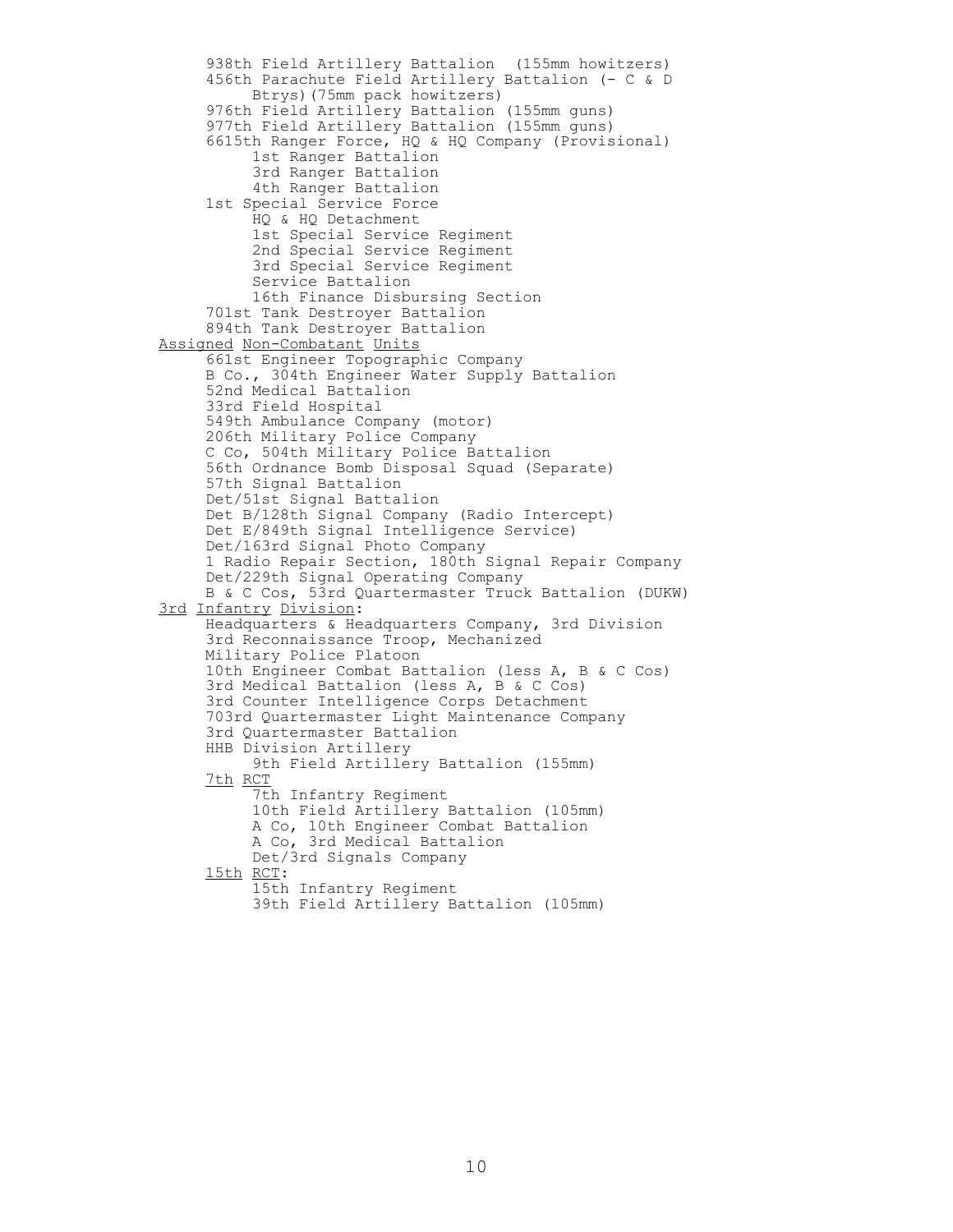- 938th Field Artillery Battalion (155mm howitzers)
- 456th Parachute Field Artillery Battalion (- C & D Btrys)(75mm pack howitzers)
- 976th Field Artillery Battalion (155mm guns)
- 977th Field Artillery Battalion (155mm guns)
- 6615th Ranger Force, HQ & HQ Company (Provisional)
  - 1st Ranger Battalion
  - 3rd Ranger Battalion
  - 4th Ranger Battalion
- 1st Special Service Force
  - HQ & HQ Detachment
  - 1st Special Service Regiment
  - 2nd Special Service Regiment
  - 3rd Special Service Regiment
  - Service Battalion
  - 16th Finance Disbursing Section
- 701st Tank Destroyer Battalion
- 894th Tank Destroyer Battalion

<u>Assigned Non-Combatant Units</u>

- 661st Engineer Topographic Company
- B Co., 304th Engineer Water Supply Battalion
- 52nd Medical Battalion
- 33rd Field Hospital
- 549th Ambulance Company (motor)
- 206th Military Police Company
- C Co, 504th Military Police Battalion
- 56th Ordnance Bomb Disposal Squad (Separate)
- 57th Signal Battalion
- Det/51st Signal Battalion
- Det B/128th Signal Company (Radio Intercept)
- Det E/849th Signal Intelligence Service)
- Det/163rd Signal Photo Company
- 1 Radio Repair Section, 180th Signal Repair Company
- Det/229th Signal Operating Company
- B & C Cos, 53rd Quartermaster Truck Battalion (DUKW)

<u>3rd Infantry Division</u>:

- Headquarters & Headquarters Company, 3rd Division
- 3rd Reconnaissance Troop, Mechanized
- Military Police Platoon
- 10th Engineer Combat Battalion (less A, B & C Cos)
- 3rd Medical Battalion (less A, B & C Cos)
- 3rd Counter Intelligence Corps Detachment
- 703rd Quartermaster Light Maintenance Company
- 3rd Quartermaster Battalion
- HHB Division Artillery
  - 9th Field Artillery Battalion (155mm)
- <u>7th RCT</u>
  - 7th Infantry Regiment
  - 10th Field Artillery Battalion (105mm)
  - A Co, 10th Engineer Combat Battalion
  - A Co, 3rd Medical Battalion
  - Det/3rd Signals Company
- <u>15th RCT</u>:
  - 15th Infantry Regiment
  - 39th Field Artillery Battalion (105mm)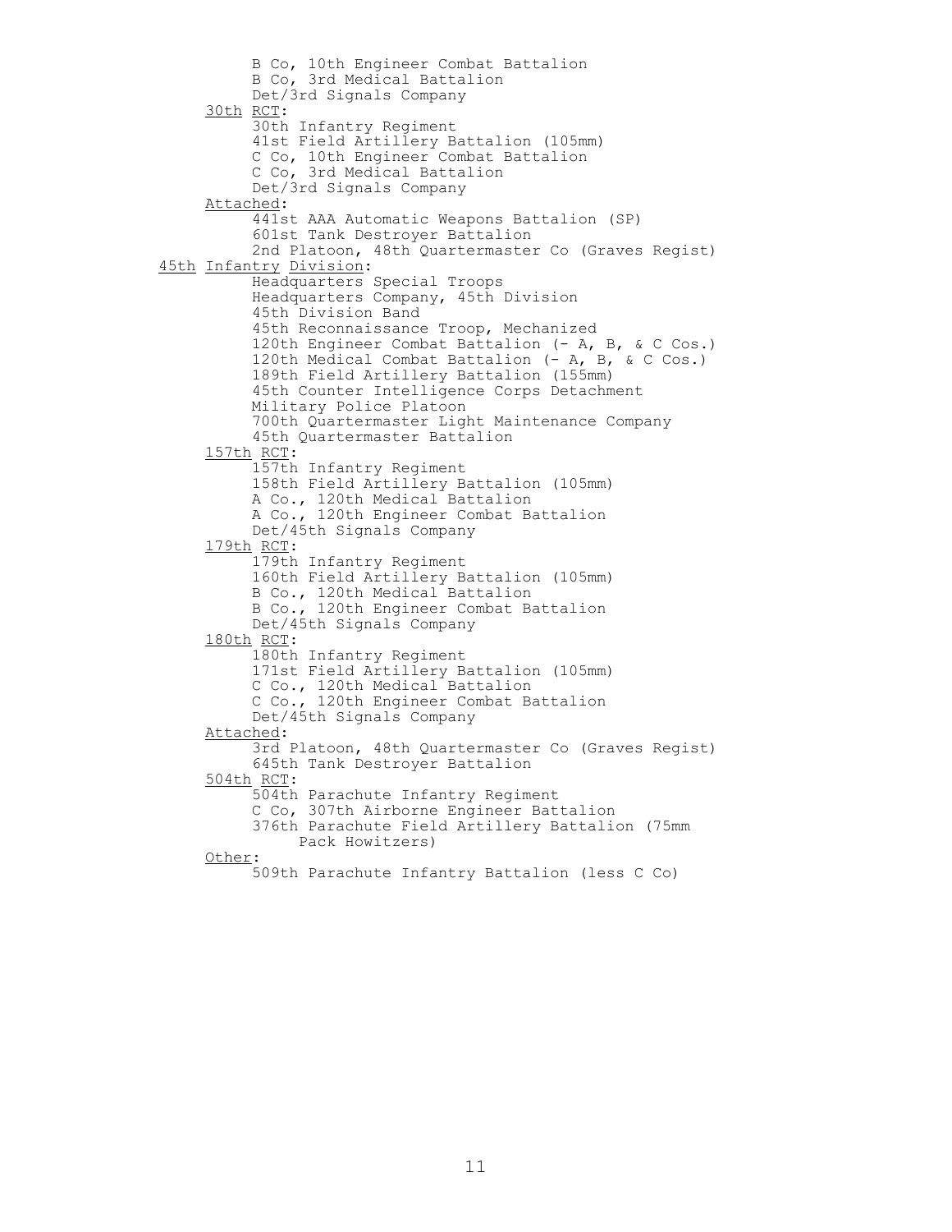B Co, 10th Engineer Combat Battalion
B Co, 3rd Medical Battalion
Det/3rd Signals Company

<u>30th RCT</u>:
- 30th Infantry Regiment
- 41st Field Artillery Battalion (105mm)
- C Co, 10th Engineer Combat Battalion
- C Co, 3rd Medical Battalion
- Det/3rd Signals Company

<u>Attached</u>:
- 441st AAA Automatic Weapons Battalion (SP)
- 601st Tank Destroyer Battalion
- 2nd Platoon, 48th Quartermaster Co (Graves Regist)

<u>45th Infantry Division</u>:
- Headquarters Special Troops
- Headquarters Company, 45th Division
- 45th Division Band
- 45th Reconnaissance Troop, Mechanized
- 120th Engineer Combat Battalion (- A, B, & C Cos.)
- 120th Medical Combat Battalion (- A, B, & C Cos.)
- 189th Field Artillery Battalion (155mm)
- 45th Counter Intelligence Corps Detachment
- Military Police Platoon
- 700th Quartermaster Light Maintenance Company
- 45th Quartermaster Battalion

<u>157th RCT</u>:
- 157th Infantry Regiment
- 158th Field Artillery Battalion (105mm)
- A Co., 120th Medical Battalion
- A Co., 120th Engineer Combat Battalion
- Det/45th Signals Company

<u>179th RCT</u>:
- 179th Infantry Regiment
- 160th Field Artillery Battalion (105mm)
- B Co., 120th Medical Battalion
- B Co., 120th Engineer Combat Battalion
- Det/45th Signals Company

<u>180th RCT</u>:
- 180th Infantry Regiment
- 171st Field Artillery Battalion (105mm)
- C Co., 120th Medical Battalion
- C Co., 120th Engineer Combat Battalion
- Det/45th Signals Company

<u>Attached</u>:
- 3rd Platoon, 48th Quartermaster Co (Graves Regist)
- 645th Tank Destroyer Battalion

<u>504th RCT</u>:
- 504th Parachute Infantry Regiment
- C Co, 307th Airborne Engineer Battalion
- 376th Parachute Field Artillery Battalion (75mm Pack Howitzers)

<u>Other</u>:
- 509th Parachute Infantry Battalion (less C Co)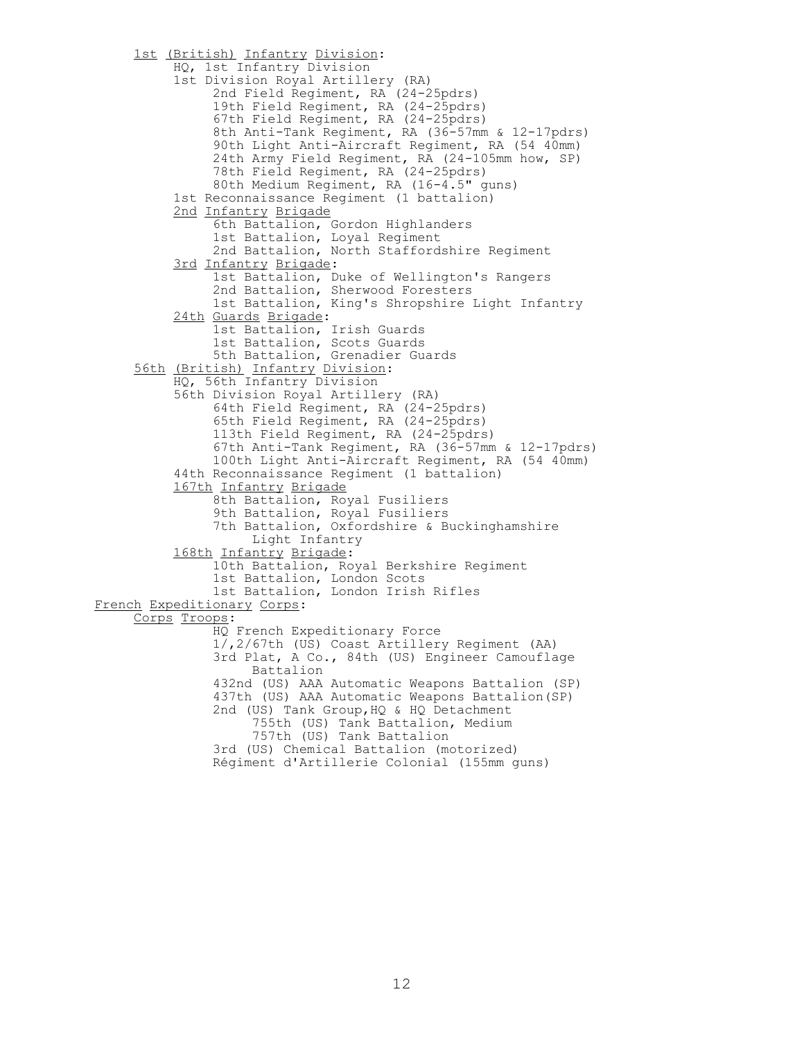<u>1st (British) Infantry Division</u>:

- HQ, 1st Infantry Division
- 1st Division Royal Artillery (RA)
  - 2nd Field Regiment, RA (24-25pdrs)
  - 19th Field Regiment, RA (24-25pdrs)
  - 67th Field Regiment, RA (24-25pdrs)
  - 8th Anti-Tank Regiment, RA (36-57mm & 12-17pdrs)
  - 90th Light Anti-Aircraft Regiment, RA (54 40mm)
  - 24th Army Field Regiment, RA (24-105mm how, SP)
  - 78th Field Regiment, RA (24-25pdrs)
  - 80th Medium Regiment, RA (16-4.5" guns)
- 1st Reconnaissance Regiment (1 battalion)
- <u>2nd Infantry Brigade</u>
  - 6th Battalion, Gordon Highlanders
  - 1st Battalion, Loyal Regiment
  - 2nd Battalion, North Staffordshire Regiment
- <u>3rd Infantry Brigade</u>:
  - 1st Battalion, Duke of Wellington's Rangers
  - 2nd Battalion, Sherwood Foresters
  - 1st Battalion, King's Shropshire Light Infantry
- <u>24th Guards Brigade</u>:
  - 1st Battalion, Irish Guards
  - 1st Battalion, Scots Guards
  - 5th Battalion, Grenadier Guards

<u>56th (British) Infantry Division</u>:

- HQ, 56th Infantry Division
- 56th Division Royal Artillery (RA)
  - 64th Field Regiment, RA (24-25pdrs)
  - 65th Field Regiment, RA (24-25pdrs)
  - 113th Field Regiment, RA (24-25pdrs)
  - 67th Anti-Tank Regiment, RA (36-57mm & 12-17pdrs)
  - 100th Light Anti-Aircraft Regiment, RA (54 40mm)
- 44th Reconnaissance Regiment (1 battalion)
- <u>167th Infantry Brigade</u>
  - 8th Battalion, Royal Fusiliers
  - 9th Battalion, Royal Fusiliers
  - 7th Battalion, Oxfordshire & Buckinghamshire Light Infantry
- <u>168th Infantry Brigade</u>:
  - 10th Battalion, Royal Berkshire Regiment
  - 1st Battalion, London Scots
  - 1st Battalion, London Irish Rifles

<u>French Expeditionary Corps</u>:

<u>Corps Troops</u>:

- HQ French Expeditionary Force
- 1/,2/67th (US) Coast Artillery Regiment (AA)
- 3rd Plat, A Co., 84th (US) Engineer Camouflage Battalion
- 432nd (US) AAA Automatic Weapons Battalion (SP)
- 437th (US) AAA Automatic Weapons Battalion(SP)
- 2nd (US) Tank Group,HQ & HQ Detachment
  - 755th (US) Tank Battalion, Medium
  - 757th (US) Tank Battalion
- 3rd (US) Chemical Battalion (motorized)
- Régiment d'Artillerie Colonial (155mm guns)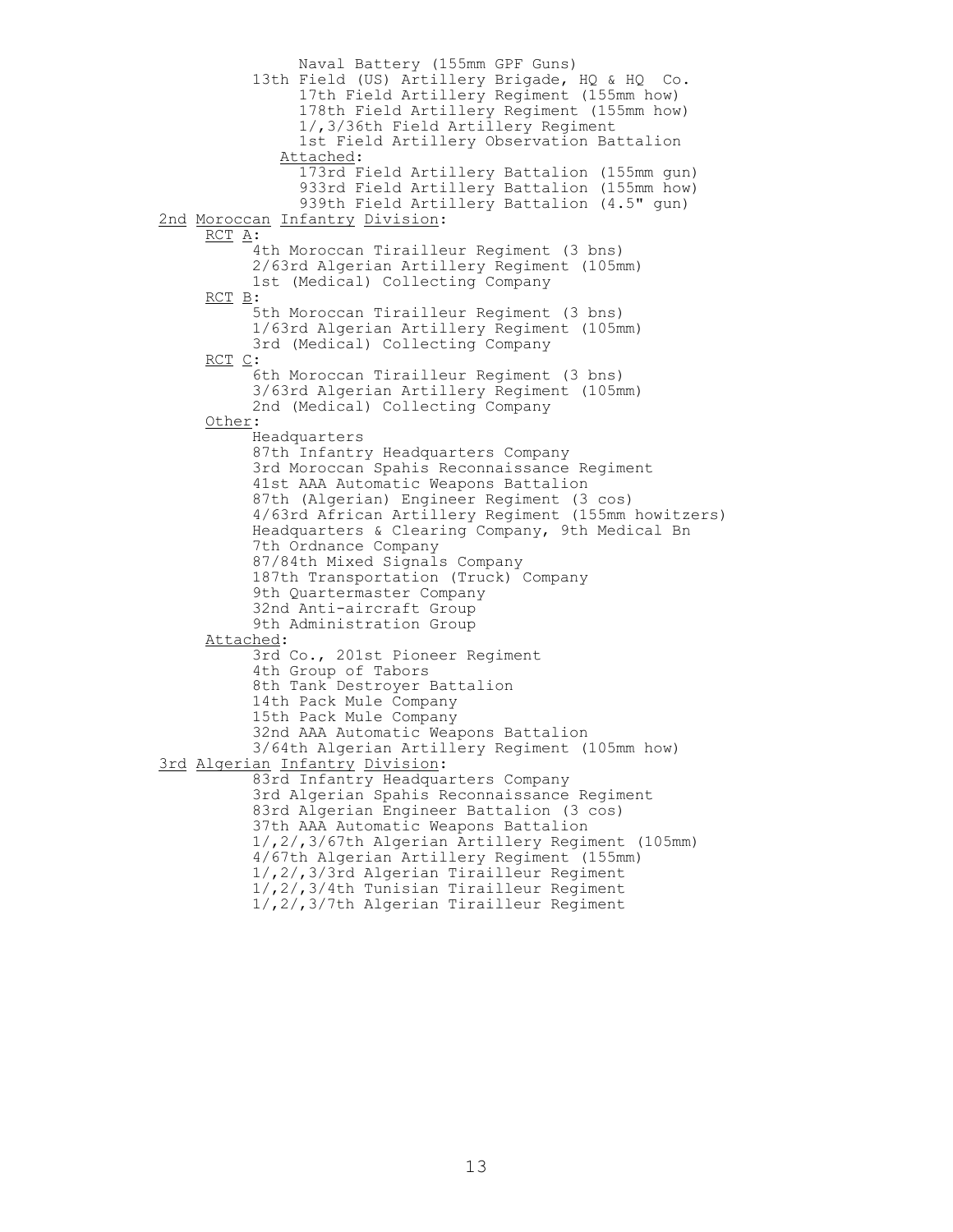Naval Battery (155mm GPF Guns)

13th Field (US) Artillery Brigade, HQ & HQ Co.

- 17th Field Artillery Regiment (155mm how)
- 178th Field Artillery Regiment (155mm how)
- 1/,3/36th Field Artillery Regiment
- 1st Field Artillery Observation Battalion

<u>Attached</u>:

- 173rd Field Artillery Battalion (155mm gun)
- 933rd Field Artillery Battalion (155mm how)
- 939th Field Artillery Battalion (4.5" gun)

<u>2nd</u> <u>Moroccan</u> <u>Infantry</u> <u>Division</u>:

<u>RCT</u> <u>A</u>:

- 4th Moroccan Tirailleur Regiment (3 bns)
- 2/63rd Algerian Artillery Regiment (105mm)
- 1st (Medical) Collecting Company

<u>RCT</u> <u>B</u>:

- 5th Moroccan Tirailleur Regiment (3 bns)
- 1/63rd Algerian Artillery Regiment (105mm)
- 3rd (Medical) Collecting Company

<u>RCT</u> <u>C</u>:

- 6th Moroccan Tirailleur Regiment (3 bns)
- 3/63rd Algerian Artillery Regiment (105mm)
- 2nd (Medical) Collecting Company

<u>Other</u>:

- Headquarters
- 87th Infantry Headquarters Company
- 3rd Moroccan Spahis Reconnaissance Regiment
- 41st AAA Automatic Weapons Battalion
- 87th (Algerian) Engineer Regiment (3 cos)
- 4/63rd African Artillery Regiment (155mm howitzers)
- Headquarters & Clearing Company, 9th Medical Bn
- 7th Ordnance Company
- 87/84th Mixed Signals Company
- 187th Transportation (Truck) Company
- 9th Quartermaster Company
- 32nd Anti-aircraft Group
- 9th Administration Group

<u>Attached</u>:

- 3rd Co., 201st Pioneer Regiment
- 4th Group of Tabors
- 8th Tank Destroyer Battalion
- 14th Pack Mule Company
- 15th Pack Mule Company
- 32nd AAA Automatic Weapons Battalion
- 3/64th Algerian Artillery Regiment (105mm how)

<u>3rd</u> <u>Algerian</u> <u>Infantry</u> <u>Division</u>:

- 83rd Infantry Headquarters Company
- 3rd Algerian Spahis Reconnaissance Regiment
- 83rd Algerian Engineer Battalion (3 cos)
- 37th AAA Automatic Weapons Battalion
- 1/,2/,3/67th Algerian Artillery Regiment (105mm)
- 4/67th Algerian Artillery Regiment (155mm)
- 1/,2/,3/3rd Algerian Tirailleur Regiment
- 1/,2/,3/4th Tunisian Tirailleur Regiment
- 1/,2/,3/7th Algerian Tirailleur Regiment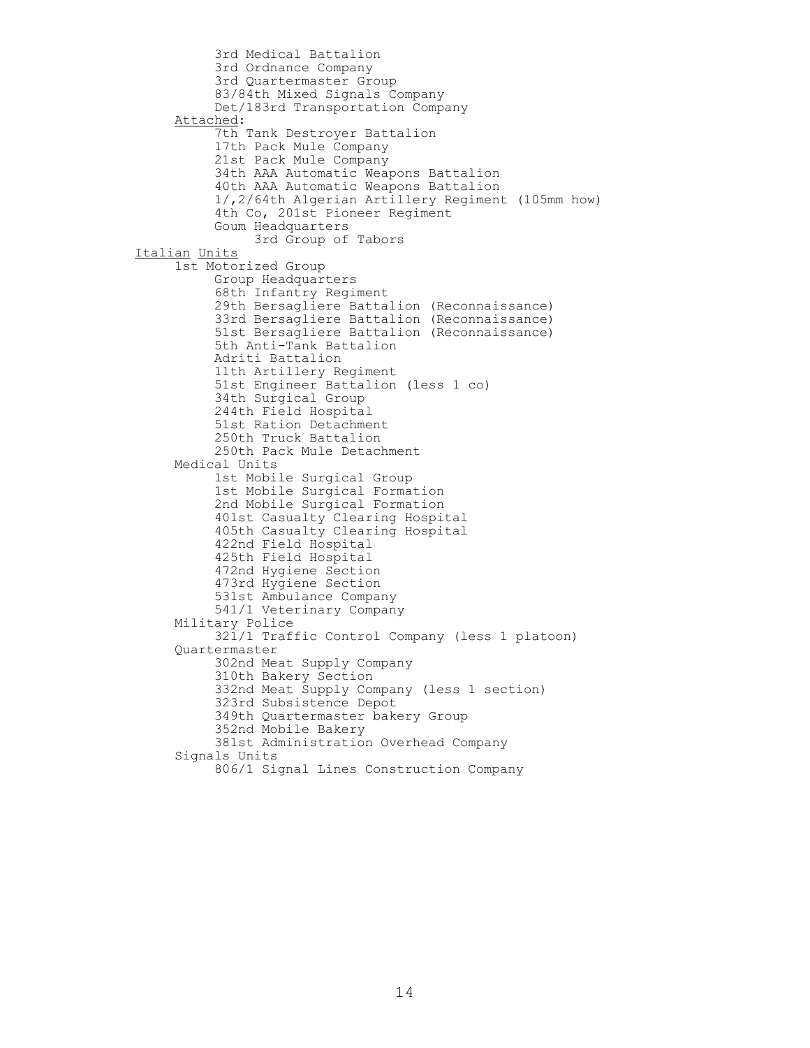- 3rd Medical Battalion
- 3rd Ordnance Company
- 3rd Quartermaster Group
- 83/84th Mixed Signals Company
- Det/183rd Transportation Company

<u>Attached</u>:

- 7th Tank Destroyer Battalion
- 17th Pack Mule Company
- 21st Pack Mule Company
- 34th AAA Automatic Weapons Battalion
- 40th AAA Automatic Weapons Battalion
- 1/,2/64th Algerian Artillery Regiment (105mm how)
- 4th Co, 201st Pioneer Regiment
- Goum Headquarters
  - 3rd Group of Tabors

<u>Italian Units</u>

- 1st Motorized Group
  - Group Headquarters
  - 68th Infantry Regiment
  - 29th Bersagliere Battalion (Reconnaissance)
  - 33rd Bersagliere Battalion (Reconnaissance)
  - 51st Bersagliere Battalion (Reconnaissance)
  - 5th Anti-Tank Battalion
  - Adriti Battalion
  - 11th Artillery Regiment
  - 51st Engineer Battalion (less 1 co)
  - 34th Surgical Group
  - 244th Field Hospital
  - 51st Ration Detachment
  - 250th Truck Battalion
  - 250th Pack Mule Detachment
- Medical Units
  - 1st Mobile Surgical Group
  - 1st Mobile Surgical Formation
  - 2nd Mobile Surgical Formation
  - 401st Casualty Clearing Hospital
  - 405th Casualty Clearing Hospital
  - 422nd Field Hospital
  - 425th Field Hospital
  - 472nd Hygiene Section
  - 473rd Hygiene Section
  - 531st Ambulance Company
  - 541/1 Veterinary Company
- Military Police
  - 321/1 Traffic Control Company (less 1 platoon)
- Quartermaster
  - 302nd Meat Supply Company
  - 310th Bakery Section
  - 332nd Meat Supply Company (less 1 section)
  - 323rd Subsistence Depot
  - 349th Quartermaster bakery Group
  - 352nd Mobile Bakery
  - 381st Administration Overhead Company
- Signals Units
  - 806/1 Signal Lines Construction Company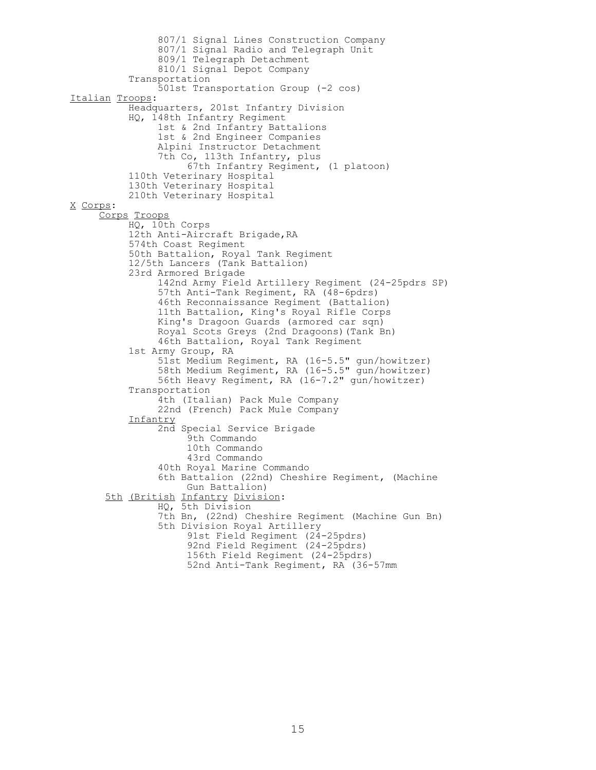- 807/1 Signal Lines Construction Company
- 807/1 Signal Radio and Telegraph Unit
- 809/1 Telegraph Detachment
- 810/1 Signal Depot Company

Transportation

- 501st Transportation Group (-2 cos)

<u>Italian</u> <u>Troops</u>:

- Headquarters, 201st Infantry Division
- HQ, 148th Infantry Regiment
  - 1st & 2nd Infantry Battalions
  - 1st & 2nd Engineer Companies
  - Alpini Instructor Detachment
  - 7th Co, 113th Infantry, plus
    - 67th Infantry Regiment, (1 platoon)
- 110th Veterinary Hospital
- 130th Veterinary Hospital
- 210th Veterinary Hospital

<u>X</u> <u>Corps</u>:

<u>Corps</u> <u>Troops</u>

- HQ, 10th Corps
- 12th Anti-Aircraft Brigade,RA
- 574th Coast Regiment
- 50th Battalion, Royal Tank Regiment
- 12/5th Lancers (Tank Battalion)
- 23rd Armored Brigade
  - 142nd Army Field Artillery Regiment (24-25pdrs SP)
  - 57th Anti-Tank Regiment, RA (48-6pdrs)
  - 46th Reconnaissance Regiment (Battalion)
  - 11th Battalion, King's Royal Rifle Corps
  - King's Dragoon Guards (armored car sqn)
  - Royal Scots Greys (2nd Dragoons)(Tank Bn)
  - 46th Battalion, Royal Tank Regiment
- 1st Army Group, RA
  - 51st Medium Regiment, RA (16-5.5" gun/howitzer)
  - 58th Medium Regiment, RA (16-5.5" gun/howitzer)
  - 56th Heavy Regiment, RA (16-7.2" gun/howitzer)

Transportation

- 4th (Italian) Pack Mule Company
- 22nd (French) Pack Mule Company

<u>Infantry</u>

- 2nd Special Service Brigade
  - 9th Commando
  - 10th Commando
  - 43rd Commando
- 40th Royal Marine Commando
- 6th Battalion (22nd) Cheshire Regiment, (Machine Gun Battalion)

<u>5th</u> <u>(British</u> <u>Infantry</u> <u>Division</u>:

- HQ, 5th Division
- 7th Bn, (22nd) Cheshire Regiment (Machine Gun Bn)
- 5th Division Royal Artillery
  - 91st Field Regiment (24-25pdrs)
  - 92nd Field Regiment (24-25pdrs)
  - 156th Field Regiment (24-25pdrs)
  - 52nd Anti-Tank Regiment, RA (36-57mm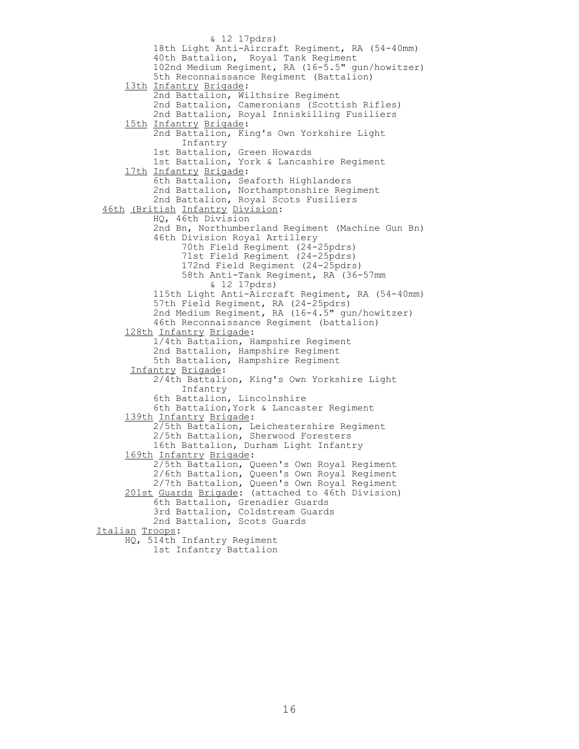& 12 17pdrs)
- 18th Light Anti-Aircraft Regiment, RA (54-40mm)
- 40th Battalion, Royal Tank Regiment
- 102nd Medium Regiment, RA (16-5.5" gun/howitzer)
- 5th Reconnaissance Regiment (Battalion)

<u>13th</u> <u>Infantry</u> <u>Brigade</u>:
- 2nd Battalion, Wilthsire Regiment
- 2nd Battalion, Cameronians (Scottish Rifles)
- 2nd Battalion, Royal Inniskilling Fusiliers

<u>15th</u> <u>Infantry</u> <u>Brigade</u>:
- 2nd Battalion, King's Own Yorkshire Light Infantry
- 1st Battalion, Green Howards
- 1st Battalion, York & Lancashire Regiment

<u>17th</u> <u>Infantry</u> <u>Brigade</u>:
- 6th Battalion, Seaforth Highlanders
- 2nd Battalion, Northamptonshire Regiment
- 2nd Battalion, Royal Scots Fusiliers

<u>46th</u> <u>(British</u> <u>Infantry</u> <u>Division</u>:
- HQ, 46th Division
- 2nd Bn, Northumberland Regiment (Machine Gun Bn)
- 46th Division Royal Artillery
  - 70th Field Regiment (24-25pdrs)
  - 71st Field Regiment (24-25pdrs)
  - 172nd Field Regiment (24-25pdrs)
  - 58th Anti-Tank Regiment, RA (36-57mm & 12 17pdrs)
- 115th Light Anti-Aircraft Regiment, RA (54-40mm)
- 57th Field Regiment, RA (24-25pdrs)
- 2nd Medium Regiment, RA (16-4.5" gun/howitzer)
- 46th Reconnaissance Regiment (battalion)

<u>128th</u> <u>Infantry</u> <u>Brigade</u>:
- 1/4th Battalion, Hampshire Regiment
- 2nd Battalion, Hampshire Regiment
- 5th Battalion, Hampshire Regiment

<u>Infantry</u> <u>Brigade</u>:
- 2/4th Battalion, King's Own Yorkshire Light Infantry
- 6th Battalion, Lincolnshire
- 6th Battalion,York & Lancaster Regiment

<u>139th</u> <u>Infantry</u> <u>Brigade</u>:
- 2/5th Battalion, Leichestershire Regiment
- 2/5th Battalion, Sherwood Foresters
- 16th Battalion, Durham Light Infantry

<u>169th</u> <u>Infantry</u> <u>Brigade</u>:
- 2/5th Battalion, Queen's Own Royal Regiment
- 2/6th Battalion, Queen's Own Royal Regiment
- 2/7th Battalion, Queen's Own Royal Regiment

<u>201st</u> <u>Guards</u> <u>Brigade</u>: (attached to 46th Division)
- 6th Battalion, Grenadier Guards
- 3rd Battalion, Coldstream Guards
- 2nd Battalion, Scots Guards

<u>Italian</u> <u>Troops</u>:
- HQ, 514th Infantry Regiment
  - 1st Infantry Battalion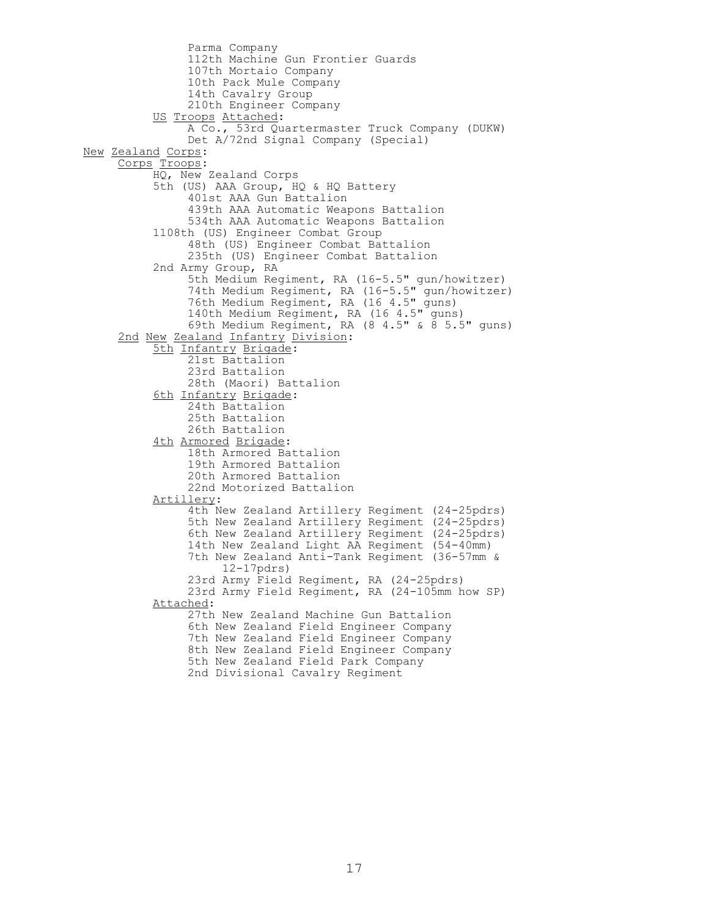- Parma Company
- 112th Machine Gun Frontier Guards
- 107th Mortaio Company
- 10th Pack Mule Company
- 14th Cavalry Group
- 210th Engineer Company

<u>US Troops Attached</u>:

- A Co., 53rd Quartermaster Truck Company (DUKW)
- Det A/72nd Signal Company (Special)

<u>New Zealand Corps</u>:

<u>Corps Troops</u>:

- HQ, New Zealand Corps
- 5th (US) AAA Group, HQ & HQ Battery
  - 401st AAA Gun Battalion
  - 439th AAA Automatic Weapons Battalion
  - 534th AAA Automatic Weapons Battalion
- 1108th (US) Engineer Combat Group
  - 48th (US) Engineer Combat Battalion
  - 235th (US) Engineer Combat Battalion
- 2nd Army Group, RA
  - 5th Medium Regiment, RA (16-5.5" gun/howitzer)
  - 74th Medium Regiment, RA (16-5.5" gun/howitzer)
  - 76th Medium Regiment, RA (16 4.5" guns)
  - 140th Medium Regiment, RA (16 4.5" guns)
  - 69th Medium Regiment, RA (8 4.5" & 8 5.5" guns)

<u>2nd New Zealand Infantry Division</u>:

<u>5th Infantry Brigade</u>:

- 21st Battalion
- 23rd Battalion
- 28th (Maori) Battalion

<u>6th Infantry Brigade</u>:

- 24th Battalion
- 25th Battalion
- 26th Battalion

<u>4th Armored Brigade</u>:

- 18th Armored Battalion
- 19th Armored Battalion
- 20th Armored Battalion
- 22nd Motorized Battalion

<u>Artillery</u>:

- 4th New Zealand Artillery Regiment (24-25pdrs)
- 5th New Zealand Artillery Regiment (24-25pdrs)
- 6th New Zealand Artillery Regiment (24-25pdrs)
- 14th New Zealand Light AA Regiment (54-40mm)
- 7th New Zealand Anti-Tank Regiment (36-57mm & 12-17pdrs)
- 23rd Army Field Regiment, RA (24-25pdrs)
- 23rd Army Field Regiment, RA (24-105mm how SP)

<u>Attached</u>:

- 27th New Zealand Machine Gun Battalion
- 6th New Zealand Field Engineer Company
- 7th New Zealand Field Engineer Company
- 8th New Zealand Field Engineer Company
- 5th New Zealand Field Park Company
- 2nd Divisional Cavalry Regiment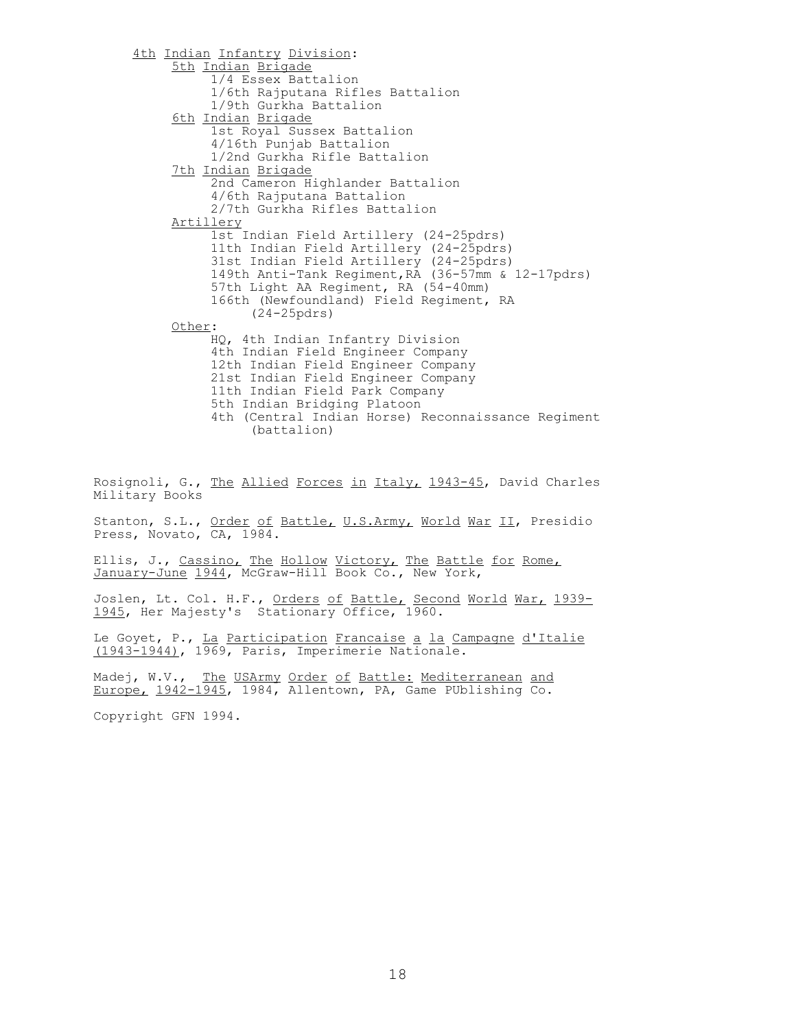4th Indian Infantry Division:

- 5th Indian Brigade
  - 1/4 Essex Battalion
  - 1/6th Rajputana Rifles Battalion
  - 1/9th Gurkha Battalion
- 6th Indian Brigade
  - 1st Royal Sussex Battalion
  - 4/16th Punjab Battalion
  - 1/2nd Gurkha Rifle Battalion
- 7th Indian Brigade
  - 2nd Cameron Highlander Battalion
  - 4/6th Rajputana Battalion
  - 2/7th Gurkha Rifles Battalion
- Artillery
  - 1st Indian Field Artillery (24-25pdrs)
  - 11th Indian Field Artillery (24-25pdrs)
  - 31st Indian Field Artillery (24-25pdrs)
  - 149th Anti-Tank Regiment,RA (36-57mm & 12-17pdrs)
  - 57th Light AA Regiment, RA (54-40mm)
  - 166th (Newfoundland) Field Regiment, RA (24-25pdrs)
- Other:
  - HQ, 4th Indian Infantry Division
  - 4th Indian Field Engineer Company
  - 12th Indian Field Engineer Company
  - 21st Indian Field Engineer Company
  - 11th Indian Field Park Company
  - 5th Indian Bridging Platoon
  - 4th (Central Indian Horse) Reconnaissance Regiment (battalion)

Rosignoli, G., The Allied Forces in Italy, 1943-45, David Charles Military Books

Stanton, S.L., Order of Battle, U.S.Army, World War II, Presidio Press, Novato, CA, 1984.

Ellis, J., Cassino, The Hollow Victory, The Battle for Rome, January-June 1944, McGraw-Hill Book Co., New York,

Joslen, Lt. Col. H.F., Orders of Battle, Second World War, 1939-1945, Her Majesty's Stationary Office, 1960.

Le Goyet, P., La Participation Francaise a la Campagne d'Italie (1943-1944), 1969, Paris, Imperimerie Nationale.

Madej, W.V., The USArmy Order of Battle: Mediterranean and Europe, 1942-1945, 1984, Allentown, PA, Game PUblishing Co.

Copyright GFN 1994.